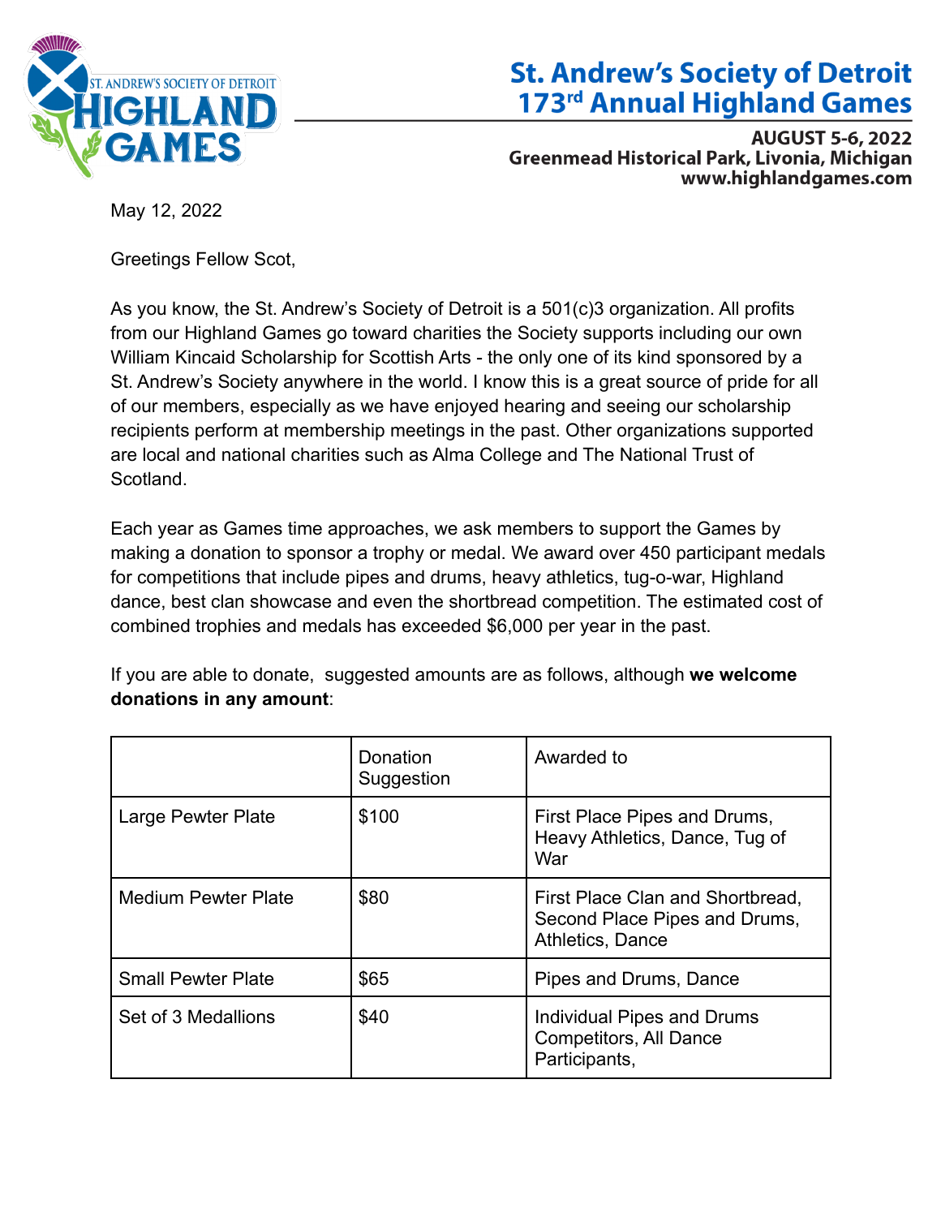# St. Andrew's Society of Detroit
# 173rd Annual Highland Games

**AUGUST 5-6, 2022**
**Greenmead Historical Park, Livonia, Michigan**
**www.highlandgames.com**

May 12, 2022

Greetings Fellow Scot,

As you know, the St. Andrew's Society of Detroit is a 501(c)3 organization. All profits from our Highland Games go toward charities the Society supports including our own William Kincaid Scholarship for Scottish Arts - the only one of its kind sponsored by a St. Andrew's Society anywhere in the world. I know this is a great source of pride for all of our members, especially as we have enjoyed hearing and seeing our scholarship recipients perform at membership meetings in the past. Other organizations supported are local and national charities such as Alma College and The National Trust of Scotland.

Each year as Games time approaches, we ask members to support the Games by making a donation to sponsor a trophy or medal. We award over 450 participant medals for competitions that include pipes and drums, heavy athletics, tug-o-war, Highland dance, best clan showcase and even the shortbread competition. The estimated cost of combined trophies and medals has exceeded $6,000 per year in the past.

If you are able to donate, suggested amounts are as follows, although **we welcome donations in any amount**:

| | Donation Suggestion | Awarded to |
|---|---|---|
| Large Pewter Plate | $100 | First Place Pipes and Drums, Heavy Athletics, Dance, Tug of War |
| Medium Pewter Plate | $80 | First Place Clan and Shortbread, Second Place Pipes and Drums, Athletics, Dance |
| Small Pewter Plate | $65 | Pipes and Drums, Dance |
| Set of 3 Medallions | $40 | Individual Pipes and Drums Competitors, All Dance Participants, |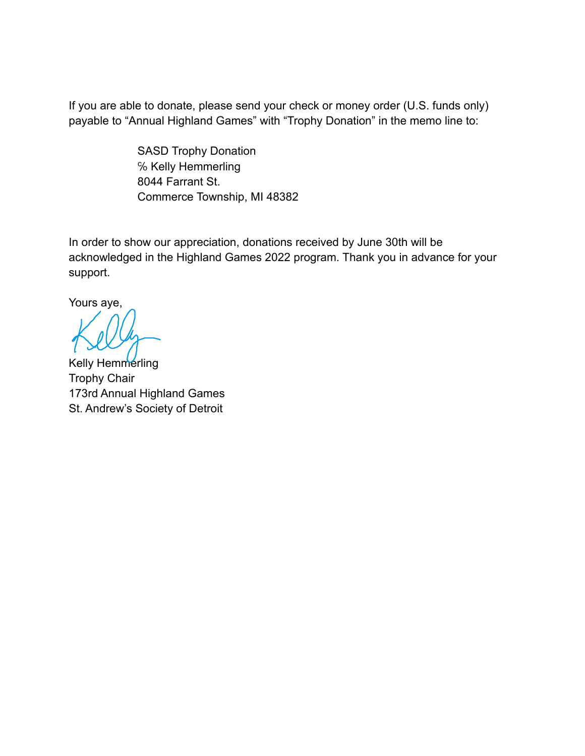If you are able to donate, please send your check or money order (U.S. funds only) payable to "Annual Highland Games" with "Trophy Donation" in the memo line to:

> SASD Trophy Donation  
> ℅ Kelly Hemmerling  
> 8044 Farrant St.  
> Commerce Township, MI 48382

In order to show our appreciation, donations received by June 30th will be acknowledged in the Highland Games 2022 program. Thank you in advance for your support.

Yours aye,

Kelly

Kelly Hemmerling  
Trophy Chair  
173rd Annual Highland Games  
St. Andrew's Society of Detroit